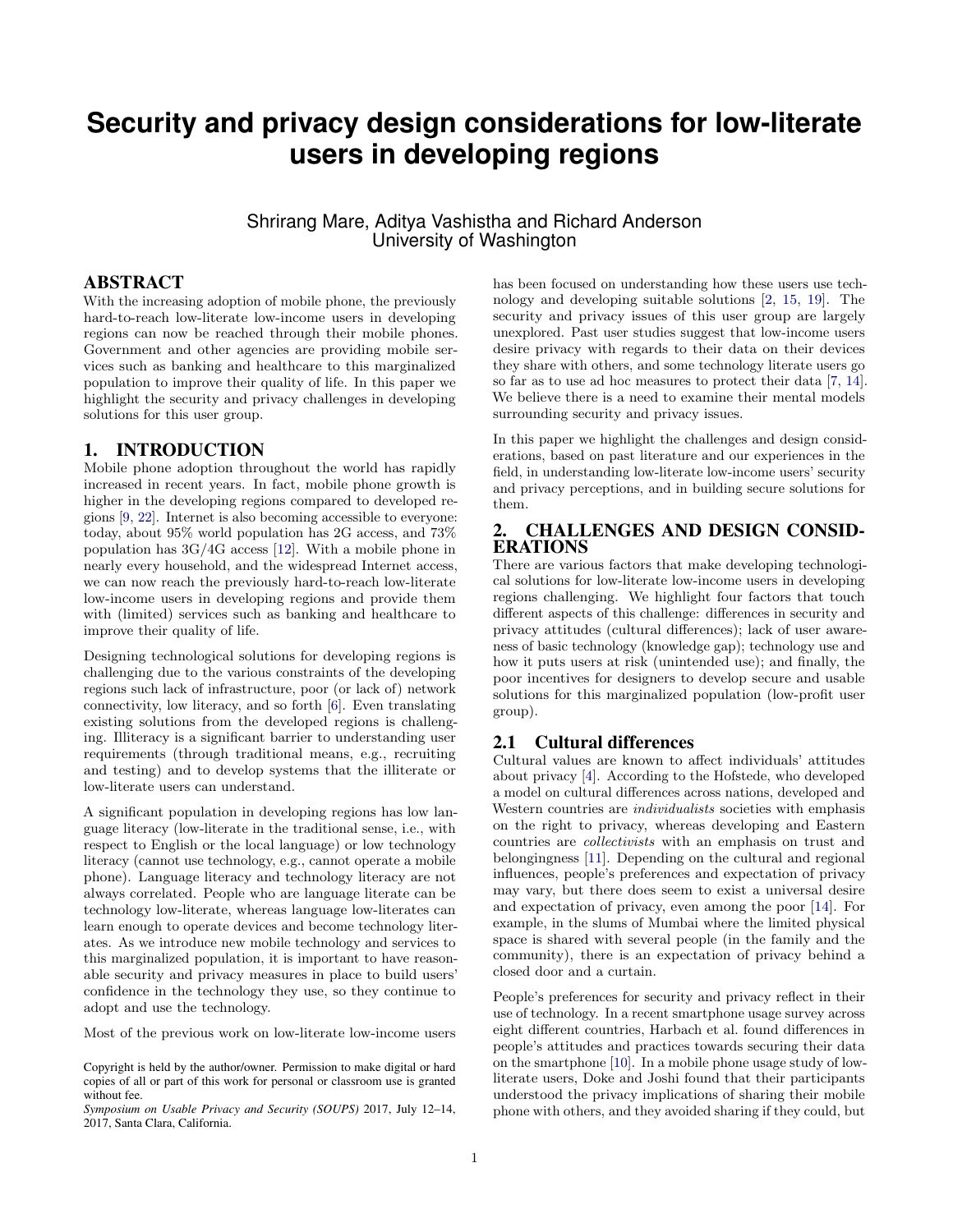# Security and privacy design considerations for low-literate users in developing regions

Shrirang Mare, Aditya Vashistha and Richard Anderson
University of Washington

## ABSTRACT

With the increasing adoption of mobile phone, the previously hard-to-reach low-literate low-income users in developing regions can now be reached through their mobile phones. Government and other agencies are providing mobile services such as banking and healthcare to this marginalized population to improve their quality of life. In this paper we highlight the security and privacy challenges in developing solutions for this user group.

## 1. INTRODUCTION

Mobile phone adoption throughout the world has rapidly increased in recent years. In fact, mobile phone growth is higher in the developing regions compared to developed regions [9, 22]. Internet is also becoming accessible to everyone: today, about 95% world population has 2G access, and 73% population has 3G/4G access [12]. With a mobile phone in nearly every household, and the widespread Internet access, we can now reach the previously hard-to-reach low-literate low-income users in developing regions and provide them with (limited) services such as banking and healthcare to improve their quality of life.

Designing technological solutions for developing regions is challenging due to the various constraints of the developing regions such lack of infrastructure, poor (or lack of) network connectivity, low literacy, and so forth [6]. Even translating existing solutions from the developed regions is challenging. Illiteracy is a significant barrier to understanding user requirements (through traditional means, e.g., recruiting and testing) and to develop systems that the illiterate or low-literate users can understand.

A significant population in developing regions has low language literacy (low-literate in the traditional sense, i.e., with respect to English or the local language) or low technology literacy (cannot use technology, e.g., cannot operate a mobile phone). Language literacy and technology literacy are not always correlated. People who are language literate can be technology low-literate, whereas language low-literates can learn enough to operate devices and become technology literates. As we introduce new mobile technology and services to this marginalized population, it is important to have reasonable security and privacy measures in place to build users' confidence in the technology they use, so they continue to adopt and use the technology.

Most of the previous work on low-literate low-income users has been focused on understanding how these users use technology and developing suitable solutions [2, 15, 19]. The security and privacy issues of this user group are largely unexplored. Past user studies suggest that low-income users desire privacy with regards to their data on their devices they share with others, and some technology literate users go so far as to use ad hoc measures to protect their data [7, 14]. We believe there is a need to examine their mental models surrounding security and privacy issues.

In this paper we highlight the challenges and design considerations, based on past literature and our experiences in the field, in understanding low-literate low-income users' security and privacy perceptions, and in building secure solutions for them.

## 2. CHALLENGES AND DESIGN CONSIDERATIONS

There are various factors that make developing technological solutions for low-literate low-income users in developing regions challenging. We highlight four factors that touch different aspects of this challenge: differences in security and privacy attitudes (cultural differences); lack of user awareness of basic technology (knowledge gap); technology use and how it puts users at risk (unintended use); and finally, the poor incentives for designers to develop secure and usable solutions for this marginalized population (low-profit user group).

### 2.1 Cultural differences

Cultural values are known to affect individuals' attitudes about privacy [4]. According to the Hofstede, who developed a model on cultural differences across nations, developed and Western countries are *individualists* societies with emphasis on the right to privacy, whereas developing and Eastern countries are *collectivists* with an emphasis on trust and belongingness [11]. Depending on the cultural and regional influences, people's preferences and expectation of privacy may vary, but there does seem to exist a universal desire and expectation of privacy, even among the poor [14]. For example, in the slums of Mumbai where the limited physical space is shared with several people (in the family and the community), there is an expectation of privacy behind a closed door and a curtain.

People's preferences for security and privacy reflect in their use of technology. In a recent smartphone usage survey across eight different countries, Harbach et al. found differences in people's attitudes and practices towards securing their data on the smartphone [10]. In a mobile phone usage study of low-literate users, Doke and Joshi found that their participants understood the privacy implications of sharing their mobile phone with others, and they avoided sharing if they could, but

Copyright is held by the author/owner. Permission to make digital or hard copies of all or part of this work for personal or classroom use is granted without fee.
*Symposium on Usable Privacy and Security (SOUPS)* 2017, July 12–14, 2017, Santa Clara, California.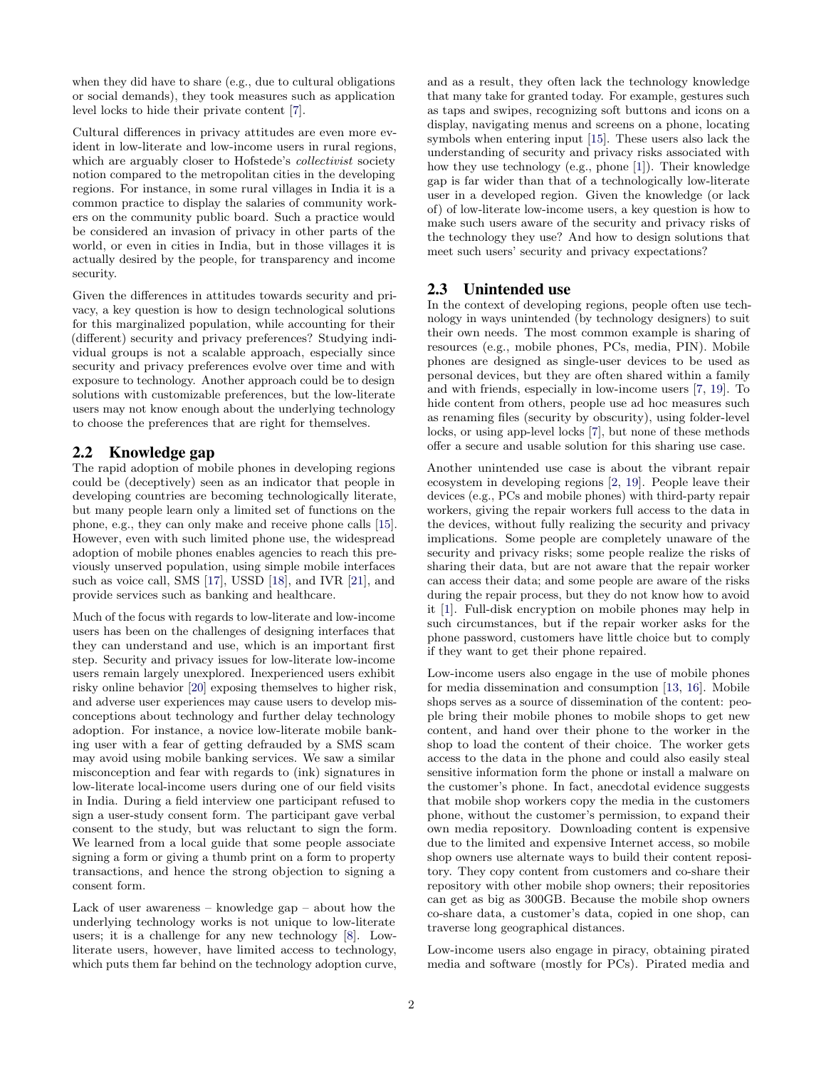when they did have to share (e.g., due to cultural obligations or social demands), they took measures such as application level locks to hide their private content [7].

Cultural differences in privacy attitudes are even more evident in low-literate and low-income users in rural regions, which are arguably closer to Hofstede's *collectivist* society notion compared to the metropolitan cities in the developing regions. For instance, in some rural villages in India it is a common practice to display the salaries of community workers on the community public board. Such a practice would be considered an invasion of privacy in other parts of the world, or even in cities in India, but in those villages it is actually desired by the people, for transparency and income security.

Given the differences in attitudes towards security and privacy, a key question is how to design technological solutions for this marginalized population, while accounting for their (different) security and privacy preferences? Studying individual groups is not a scalable approach, especially since security and privacy preferences evolve over time and with exposure to technology. Another approach could be to design solutions with customizable preferences, but the low-literate users may not know enough about the underlying technology to choose the preferences that are right for themselves.

## 2.2 Knowledge gap

The rapid adoption of mobile phones in developing regions could be (deceptively) seen as an indicator that people in developing countries are becoming technologically literate, but many people learn only a limited set of functions on the phone, e.g., they can only make and receive phone calls [15]. However, even with such limited phone use, the widespread adoption of mobile phones enables agencies to reach this previously unserved population, using simple mobile interfaces such as voice call, SMS [17], USSD [18], and IVR [21], and provide services such as banking and healthcare.

Much of the focus with regards to low-literate and low-income users has been on the challenges of designing interfaces that they can understand and use, which is an important first step. Security and privacy issues for low-literate low-income users remain largely unexplored. Inexperienced users exhibit risky online behavior [20] exposing themselves to higher risk, and adverse user experiences may cause users to develop misconceptions about technology and further delay technology adoption. For instance, a novice low-literate mobile banking user with a fear of getting defrauded by a SMS scam may avoid using mobile banking services. We saw a similar misconception and fear with regards to (ink) signatures in low-literate local-income users during one of our field visits in India. During a field interview one participant refused to sign a user-study consent form. The participant gave verbal consent to the study, but was reluctant to sign the form. We learned from a local guide that some people associate signing a form or giving a thumb print on a form to property transactions, and hence the strong objection to signing a consent form.

Lack of user awareness – knowledge gap – about how the underlying technology works is not unique to low-literate users; it is a challenge for any new technology [8]. Low-literate users, however, have limited access to technology, which puts them far behind on the technology adoption curve, and as a result, they often lack the technology knowledge that many take for granted today. For example, gestures such as taps and swipes, recognizing soft buttons and icons on a display, navigating menus and screens on a phone, locating symbols when entering input [15]. These users also lack the understanding of security and privacy risks associated with how they use technology (e.g., phone [1]). Their knowledge gap is far wider than that of a technologically low-literate user in a developed region. Given the knowledge (or lack of) of low-literate low-income users, a key question is how to make such users aware of the security and privacy risks of the technology they use? And how to design solutions that meet such users' security and privacy expectations?

## 2.3 Unintended use

In the context of developing regions, people often use technology in ways unintended (by technology designers) to suit their own needs. The most common example is sharing of resources (e.g., mobile phones, PCs, media, PIN). Mobile phones are designed as single-user devices to be used as personal devices, but they are often shared within a family and with friends, especially in low-income users [7, 19]. To hide content from others, people use ad hoc measures such as renaming files (security by obscurity), using folder-level locks, or using app-level locks [7], but none of these methods offer a secure and usable solution for this sharing use case.

Another unintended use case is about the vibrant repair ecosystem in developing regions [2, 19]. People leave their devices (e.g., PCs and mobile phones) with third-party repair workers, giving the repair workers full access to the data in the devices, without fully realizing the security and privacy implications. Some people are completely unaware of the security and privacy risks; some people realize the risks of sharing their data, but are not aware that the repair worker can access their data; and some people are aware of the risks during the repair process, but they do not know how to avoid it [1]. Full-disk encryption on mobile phones may help in such circumstances, but if the repair worker asks for the phone password, customers have little choice but to comply if they want to get their phone repaired.

Low-income users also engage in the use of mobile phones for media dissemination and consumption [13, 16]. Mobile shops serves as a source of dissemination of the content: people bring their mobile phones to mobile shops to get new content, and hand over their phone to the worker in the shop to load the content of their choice. The worker gets access to the data in the phone and could also easily steal sensitive information form the phone or install a malware on the customer's phone. In fact, anecdotal evidence suggests that mobile shop workers copy the media in the customers phone, without the customer's permission, to expand their own media repository. Downloading content is expensive due to the limited and expensive Internet access, so mobile shop owners use alternate ways to build their content repository. They copy content from customers and co-share their repository with other mobile shop owners; their repositories can get as big as 300GB. Because the mobile shop owners co-share data, a customer's data, copied in one shop, can traverse long geographical distances.

Low-income users also engage in piracy, obtaining pirated media and software (mostly for PCs). Pirated media and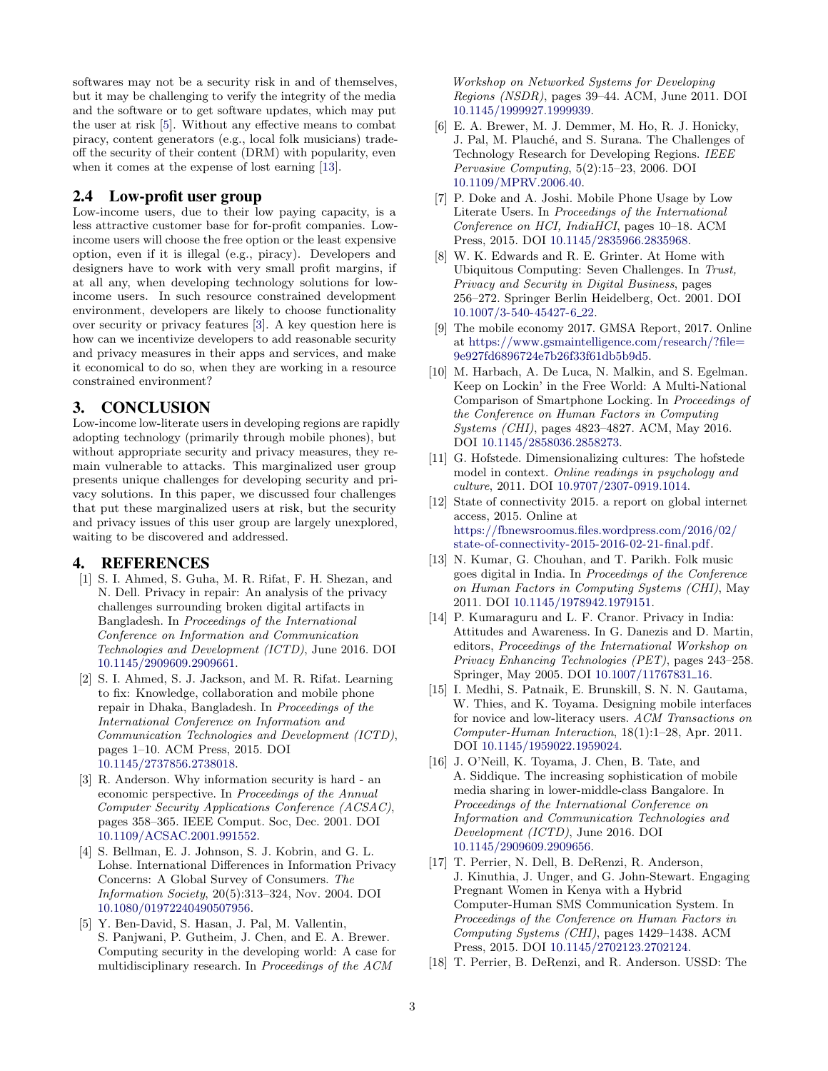softwares may not be a security risk in and of themselves, but it may be challenging to verify the integrity of the media and the software or to get software updates, which may put the user at risk [5]. Without any effective means to combat piracy, content generators (e.g., local folk musicians) trade-off the security of their content (DRM) with popularity, even when it comes at the expense of lost earning [13].

## 2.4 Low-profit user group

Low-income users, due to their low paying capacity, is a less attractive customer base for for-profit companies. Low-income users will choose the free option or the least expensive option, even if it is illegal (e.g., piracy). Developers and designers have to work with very small profit margins, if at all any, when developing technology solutions for low-income users. In such resource constrained development environment, developers are likely to choose functionality over security or privacy features [3]. A key question here is how can we incentivize developers to add reasonable security and privacy measures in their apps and services, and make it economical to do so, when they are working in a resource constrained environment?

# 3. CONCLUSION

Low-income low-literate users in developing regions are rapidly adopting technology (primarily through mobile phones), but without appropriate security and privacy measures, they remain vulnerable to attacks. This marginalized user group presents unique challenges for developing security and privacy solutions. In this paper, we discussed four challenges that put these marginalized users at risk, but the security and privacy issues of this user group are largely unexplored, waiting to be discovered and addressed.

# 4. REFERENCES

[1] S. I. Ahmed, S. Guha, M. R. Rifat, F. H. Shezan, and N. Dell. Privacy in repair: An analysis of the privacy challenges surrounding broken digital artifacts in Bangladesh. In *Proceedings of the International Conference on Information and Communication Technologies and Development (ICTD)*, June 2016. DOI 10.1145/2909609.2909661.

[2] S. I. Ahmed, S. J. Jackson, and M. R. Rifat. Learning to fix: Knowledge, collaboration and mobile phone repair in Dhaka, Bangladesh. In *Proceedings of the International Conference on Information and Communication Technologies and Development (ICTD)*, pages 1–10. ACM Press, 2015. DOI 10.1145/2737856.2738018.

[3] R. Anderson. Why information security is hard - an economic perspective. In *Proceedings of the Annual Computer Security Applications Conference (ACSAC)*, pages 358–365. IEEE Comput. Soc, Dec. 2001. DOI 10.1109/ACSAC.2001.991552.

[4] S. Bellman, E. J. Johnson, S. J. Kobrin, and G. L. Lohse. International Differences in Information Privacy Concerns: A Global Survey of Consumers. *The Information Society*, 20(5):313–324, Nov. 2004. DOI 10.1080/01972240490507956.

[5] Y. Ben-David, S. Hasan, J. Pal, M. Vallentin, S. Panjwani, P. Gutheim, J. Chen, and E. A. Brewer. Computing security in the developing world: A case for multidisciplinary research. In *Proceedings of the ACM Workshop on Networked Systems for Developing Regions (NSDR)*, pages 39–44. ACM, June 2011. DOI 10.1145/1999927.1999939.

[6] E. A. Brewer, M. J. Demmer, M. Ho, R. J. Honicky, J. Pal, M. Plauché, and S. Surana. The Challenges of Technology Research for Developing Regions. *IEEE Pervasive Computing*, 5(2):15–23, 2006. DOI 10.1109/MPRV.2006.40.

[7] P. Doke and A. Joshi. Mobile Phone Usage by Low Literate Users. In *Proceedings of the International Conference on HCI, IndiaHCI*, pages 10–18. ACM Press, 2015. DOI 10.1145/2835966.2835968.

[8] W. K. Edwards and R. E. Grinter. At Home with Ubiquitous Computing: Seven Challenges. In *Trust, Privacy and Security in Digital Business*, pages 256–272. Springer Berlin Heidelberg, Oct. 2001. DOI 10.1007/3-540-45427-6_22.

[9] The mobile economy 2017. GMSA Report, 2017. Online at https://www.gsmaintelligence.com/research/?file=9e927fd6896724e7b26f33f61db5b9d5.

[10] M. Harbach, A. De Luca, N. Malkin, and S. Egelman. Keep on Lockin' in the Free World: A Multi-National Comparison of Smartphone Locking. In *Proceedings of the Conference on Human Factors in Computing Systems (CHI)*, pages 4823–4827. ACM, May 2016. DOI 10.1145/2858036.2858273.

[11] G. Hofstede. Dimensionalizing cultures: The hofstede model in context. *Online readings in psychology and culture*, 2011. DOI 10.9707/2307-0919.1014.

[12] State of connectivity 2015. a report on global internet access, 2015. Online at https://fbnewsroomus.files.wordpress.com/2016/02/state-of-connectivity-2015-2016-02-21-final.pdf.

[13] N. Kumar, G. Chouhan, and T. Parikh. Folk music goes digital in India. In *Proceedings of the Conference on Human Factors in Computing Systems (CHI)*, May 2011. DOI 10.1145/1978942.1979151.

[14] P. Kumaraguru and L. F. Cranor. Privacy in India: Attitudes and Awareness. In G. Danezis and D. Martin, editors, *Proceedings of the International Workshop on Privacy Enhancing Technologies (PET)*, pages 243–258. Springer, May 2005. DOI 10.1007/11767831_16.

[15] I. Medhi, S. Patnaik, E. Brunskill, S. N. N. Gautama, W. Thies, and K. Toyama. Designing mobile interfaces for novice and low-literacy users. *ACM Transactions on Computer-Human Interaction*, 18(1):1–28, Apr. 2011. DOI 10.1145/1959022.1959024.

[16] J. O'Neill, K. Toyama, J. Chen, B. Tate, and A. Siddique. The increasing sophistication of mobile media sharing in lower-middle-class Bangalore. In *Proceedings of the International Conference on Information and Communication Technologies and Development (ICTD)*, June 2016. DOI 10.1145/2909609.2909656.

[17] T. Perrier, N. Dell, B. DeRenzi, R. Anderson, J. Kinuthia, J. Unger, and G. John-Stewart. Engaging Pregnant Women in Kenya with a Hybrid Computer-Human SMS Communication System. In *Proceedings of the Conference on Human Factors in Computing Systems (CHI)*, pages 1429–1438. ACM Press, 2015. DOI 10.1145/2702123.2702124.

[18] T. Perrier, B. DeRenzi, and R. Anderson. USSD: The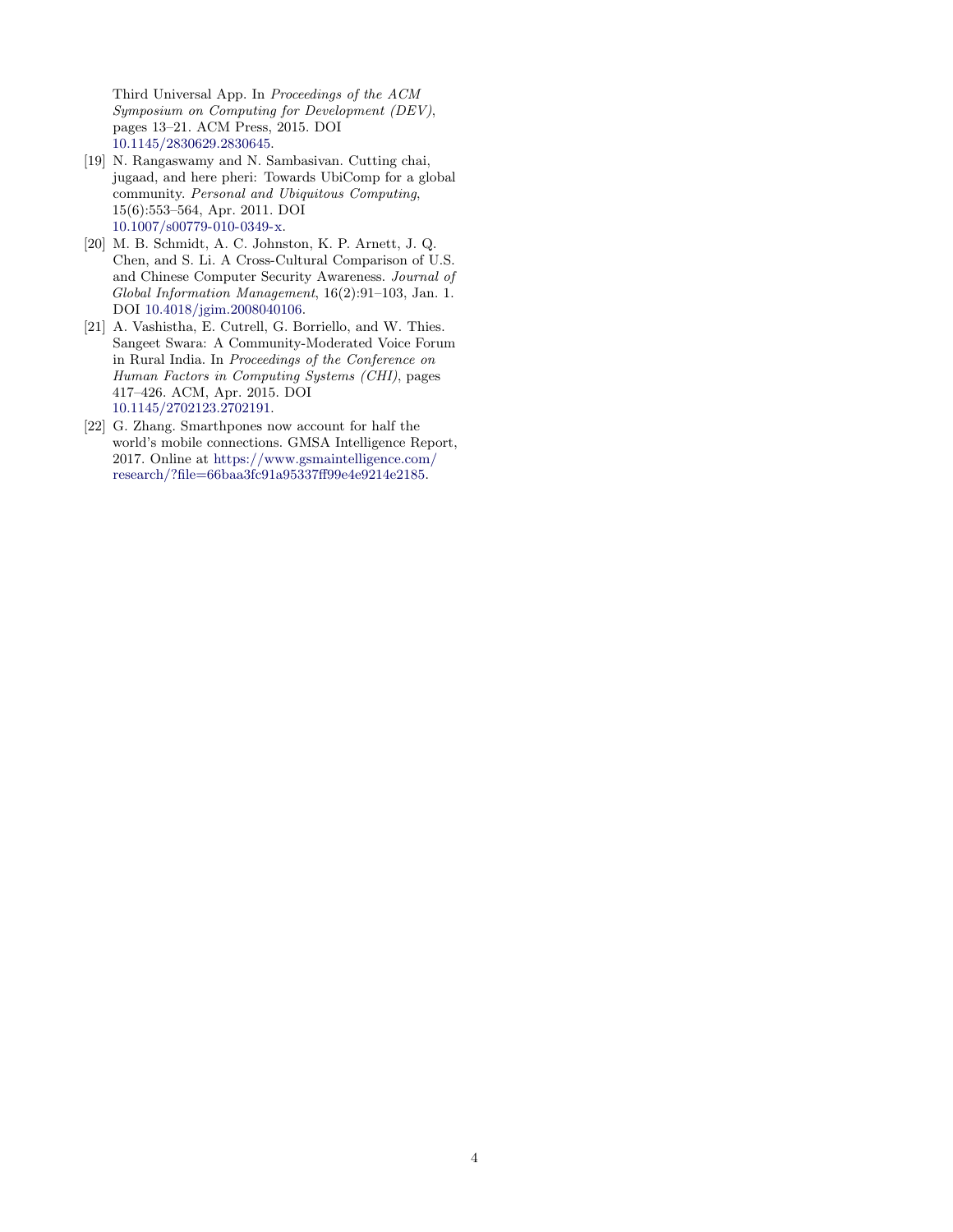Third Universal App. In *Proceedings of the ACM Symposium on Computing for Development (DEV)*, pages 13–21. ACM Press, 2015. DOI 10.1145/2830629.2830645.

[19] N. Rangaswamy and N. Sambasivan. Cutting chai, jugaad, and here pheri: Towards UbiComp for a global community. *Personal and Ubiquitous Computing*, 15(6):553–564, Apr. 2011. DOI 10.1007/s00779-010-0349-x.

[20] M. B. Schmidt, A. C. Johnston, K. P. Arnett, J. Q. Chen, and S. Li. A Cross-Cultural Comparison of U.S. and Chinese Computer Security Awareness. *Journal of Global Information Management*, 16(2):91–103, Jan. 1. DOI 10.4018/jgim.2008040106.

[21] A. Vashistha, E. Cutrell, G. Borriello, and W. Thies. Sangeet Swara: A Community-Moderated Voice Forum in Rural India. In *Proceedings of the Conference on Human Factors in Computing Systems (CHI)*, pages 417–426. ACM, Apr. 2015. DOI 10.1145/2702123.2702191.

[22] G. Zhang. Smarthpones now account for half the world's mobile connections. GMSA Intelligence Report, 2017. Online at https://www.gsmaintelligence.com/research/?file=66baa3fc91a95337ff99e4e9214e2185.